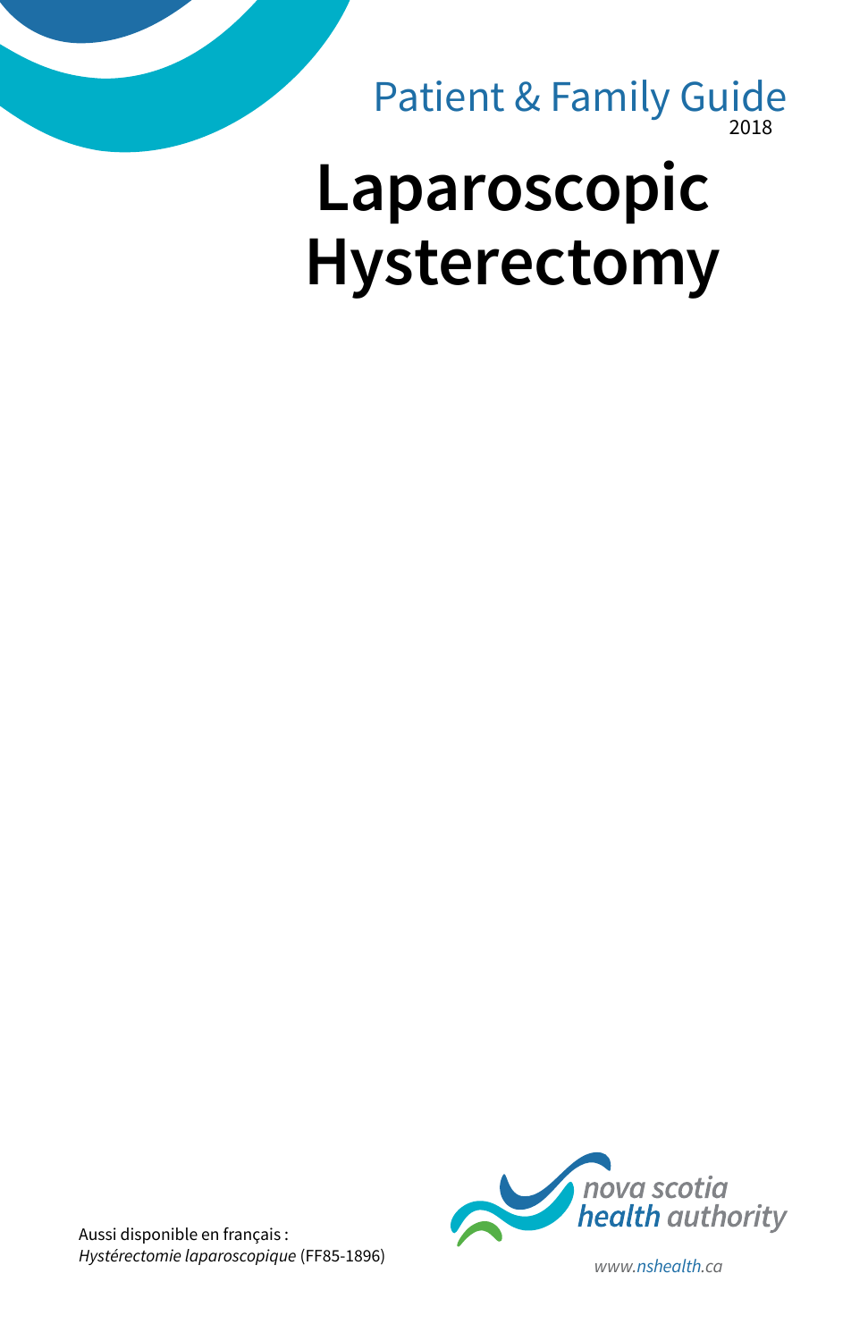Patient & Family Guide
2018

# Laparoscopic Hysterectomy

Aussi disponible en français :
*Hystérectomie laparoscopique* (FF85-1896)

nova scotia
health authority

www.nshealth.ca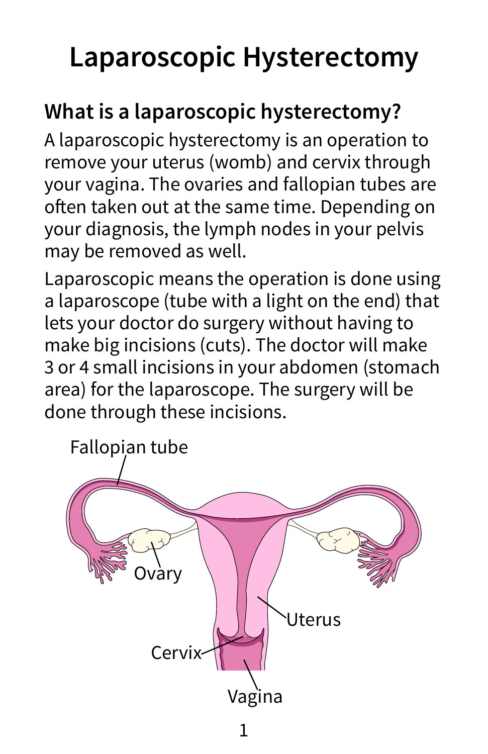# Laparoscopic Hysterectomy

## What is a laparoscopic hysterectomy?

A laparoscopic hysterectomy is an operation to remove your uterus (womb) and cervix through your vagina. The ovaries and fallopian tubes are often taken out at the same time. Depending on your diagnosis, the lymph nodes in your pelvis may be removed as well.

Laparoscopic means the operation is done using a laparoscope (tube with a light on the end) that lets your doctor do surgery without having to make big incisions (cuts). The doctor will make 3 or 4 small incisions in your abdomen (stomach area) for the laparoscope. The surgery will be done through these incisions.

Fallopian tube

Ovary

Uterus

Cervix

Vagina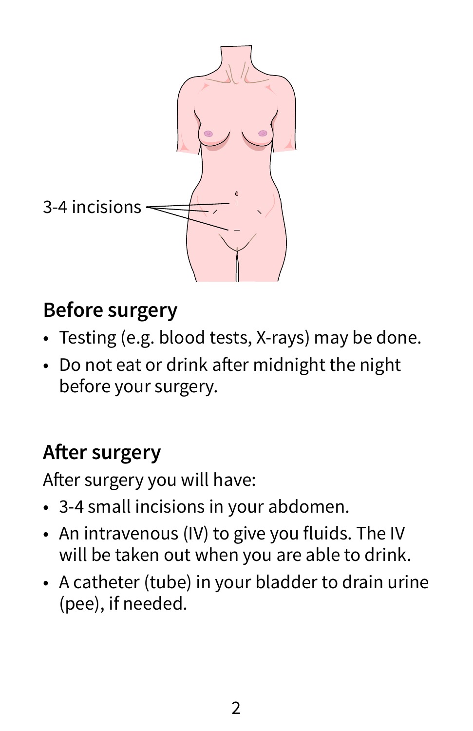3-4 incisions

## Before surgery

- Testing (e.g. blood tests, X-rays) may be done.
- Do not eat or drink after midnight the night before your surgery.

## After surgery

After surgery you will have:

- 3-4 small incisions in your abdomen.
- An intravenous (IV) to give you fluids. The IV will be taken out when you are able to drink.
- A catheter (tube) in your bladder to drain urine (pee), if needed.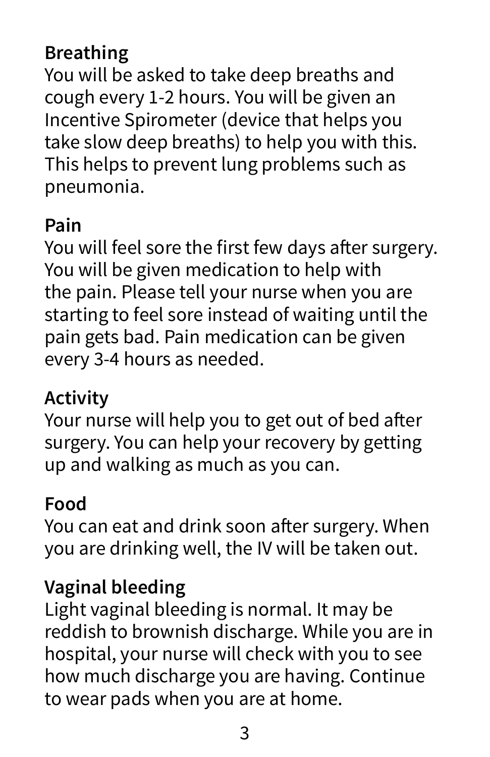**Breathing**
You will be asked to take deep breaths and cough every 1-2 hours. You will be given an Incentive Spirometer (device that helps you take slow deep breaths) to help you with this. This helps to prevent lung problems such as pneumonia.

**Pain**
You will feel sore the first few days after surgery. You will be given medication to help with the pain. Please tell your nurse when you are starting to feel sore instead of waiting until the pain gets bad. Pain medication can be given every 3-4 hours as needed.

**Activity**
Your nurse will help you to get out of bed after surgery. You can help your recovery by getting up and walking as much as you can.

**Food**
You can eat and drink soon after surgery. When you are drinking well, the IV will be taken out.

**Vaginal bleeding**
Light vaginal bleeding is normal. It may be reddish to brownish discharge. While you are in hospital, your nurse will check with you to see how much discharge you are having. Continue to wear pads when you are at home.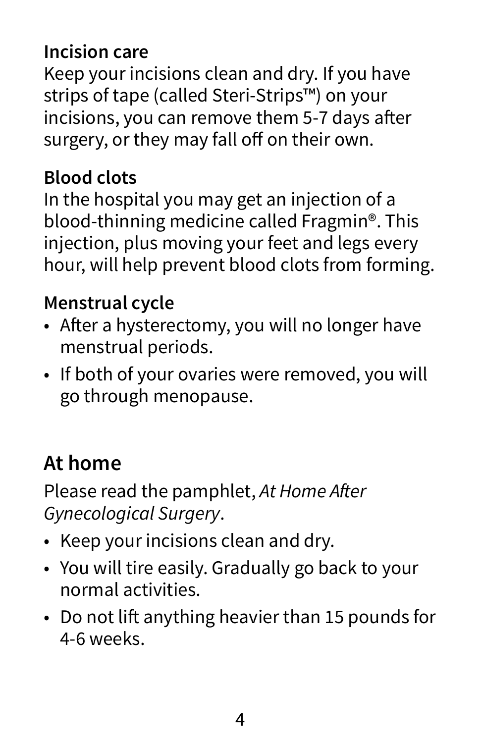### Incision care

Keep your incisions clean and dry. If you have strips of tape (called Steri-Strips™) on your incisions, you can remove them 5-7 days after surgery, or they may fall off on their own.

### Blood clots

In the hospital you may get an injection of a blood-thinning medicine called Fragmin®. This injection, plus moving your feet and legs every hour, will help prevent blood clots from forming.

### Menstrual cycle

- After a hysterectomy, you will no longer have menstrual periods.
- If both of your ovaries were removed, you will go through menopause.

## At home

Please read the pamphlet, *At Home After Gynecological Surgery*.

- Keep your incisions clean and dry.
- You will tire easily. Gradually go back to your normal activities.
- Do not lift anything heavier than 15 pounds for 4-6 weeks.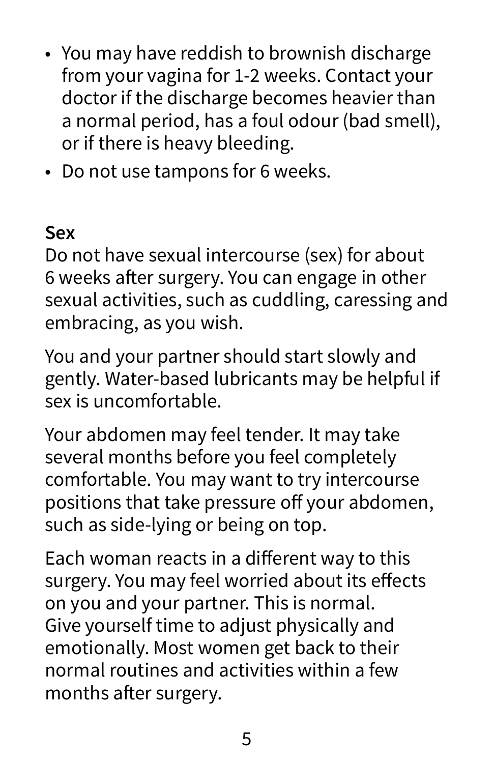- You may have reddish to brownish discharge from your vagina for 1-2 weeks. Contact your doctor if the discharge becomes heavier than a normal period, has a foul odour (bad smell), or if there is heavy bleeding.
- Do not use tampons for 6 weeks.

### Sex

Do not have sexual intercourse (sex) for about 6 weeks after surgery. You can engage in other sexual activities, such as cuddling, caressing and embracing, as you wish.

You and your partner should start slowly and gently. Water-based lubricants may be helpful if sex is uncomfortable.

Your abdomen may feel tender. It may take several months before you feel completely comfortable. You may want to try intercourse positions that take pressure off your abdomen, such as side-lying or being on top.

Each woman reacts in a different way to this surgery. You may feel worried about its effects on you and your partner. This is normal. Give yourself time to adjust physically and emotionally. Most women get back to their normal routines and activities within a few months after surgery.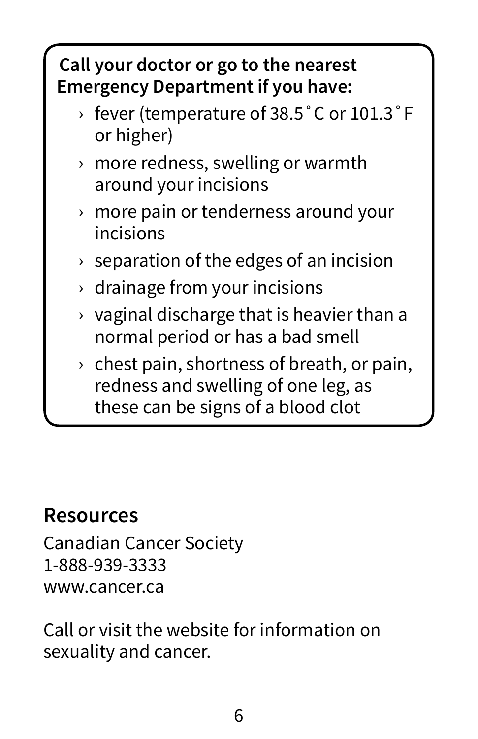**Call your doctor or go to the nearest Emergency Department if you have:**

- fever (temperature of 38.5˚C or 101.3˚F or higher)
- more redness, swelling or warmth around your incisions
- more pain or tenderness around your incisions
- separation of the edges of an incision
- drainage from your incisions
- vaginal discharge that is heavier than a normal period or has a bad smell
- chest pain, shortness of breath, or pain, redness and swelling of one leg, as these can be signs of a blood clot

## Resources

Canadian Cancer Society
1-888-939-3333
www.cancer.ca

Call or visit the website for information on sexuality and cancer.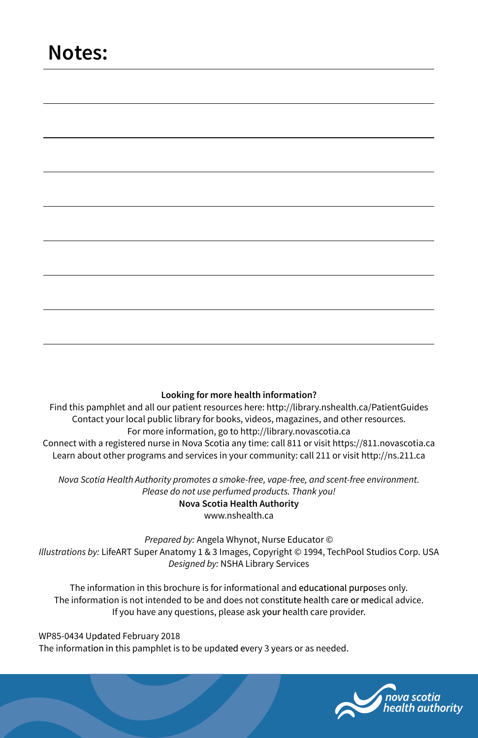# Notes:

**Looking for more health information?**

Find this pamphlet and all our patient resources here: http://library.nshealth.ca/PatientGuides
Contact your local public library for books, videos, magazines, and other resources.
For more information, go to http://library.novascotia.ca
Connect with a registered nurse in Nova Scotia any time: call 811 or visit https://811.novascotia.ca
Learn about other programs and services in your community: call 211 or visit http://ns.211.ca

*Nova Scotia Health Authority promotes a smoke-free, vape-free, and scent-free environment. Please do not use perfumed products. Thank you!*

**Nova Scotia Health Authority**
www.nshealth.ca

*Prepared by:* Angela Whynot, Nurse Educator ©
*Illustrations by:* LifeART Super Anatomy 1 & 3 Images, Copyright © 1994, TechPool Studios Corp. USA
*Designed by:* NSHA Library Services

The information in this brochure is for informational and educational purposes only.
The information is not intended to be and does not constitute health care or medical advice.
If you have any questions, please ask your health care provider.

WP85-0434 Updated February 2018
The information in this pamphlet is to be updated every 3 years or as needed.

nova scotia health authority